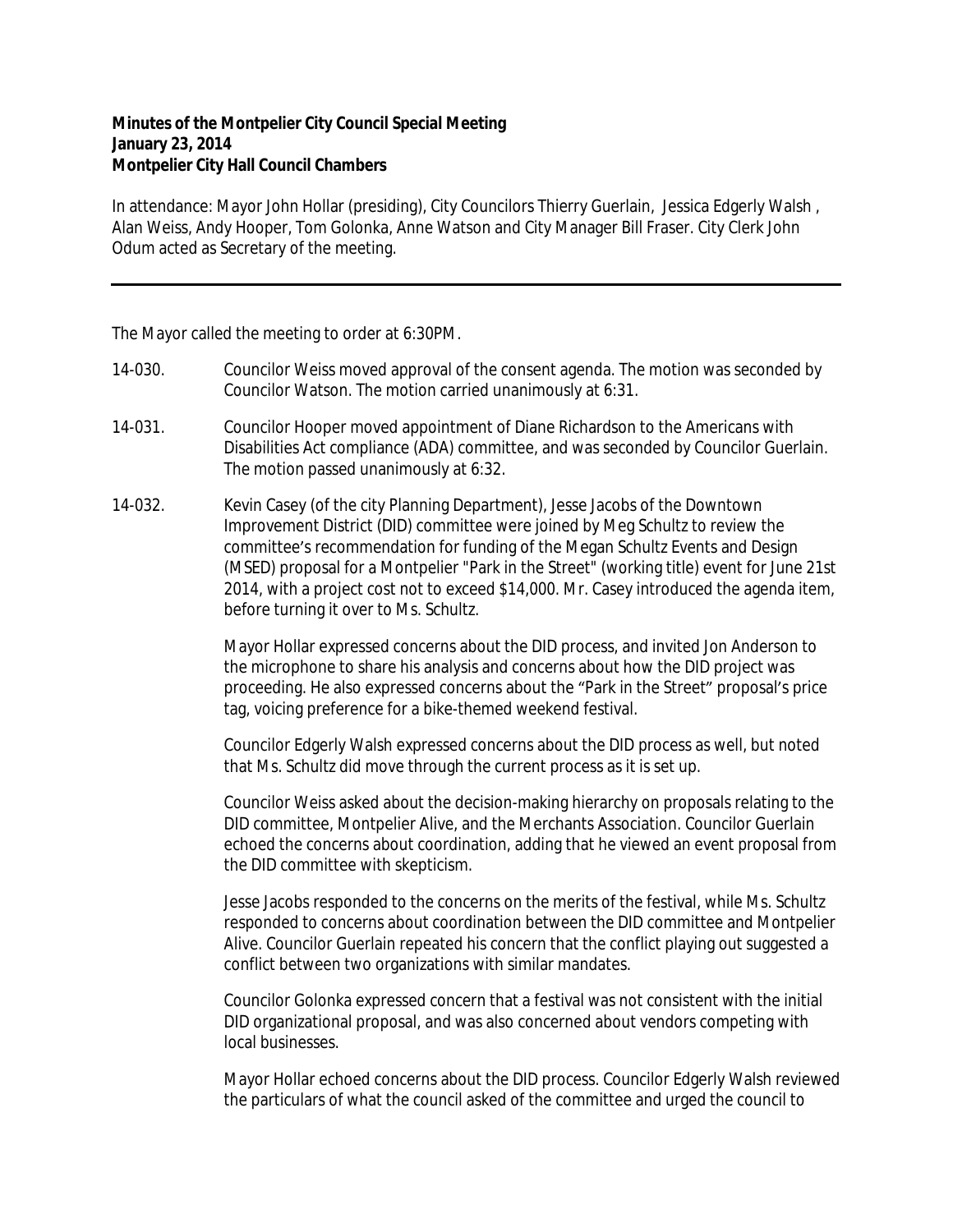**Minutes of the Montpelier City Council Special Meeting**
**January 23, 2014**
**Montpelier City Hall Council Chambers**

In attendance: Mayor John Hollar (presiding), City Councilors Thierry Guerlain, Jessica Edgerly Walsh , Alan Weiss, Andy Hooper, Tom Golonka, Anne Watson and City Manager Bill Fraser. City Clerk John Odum acted as Secretary of the meeting.

---

The Mayor called the meeting to order at 6:30PM.

14-030. Councilor Weiss moved approval of the consent agenda. The motion was seconded by Councilor Watson. The motion carried unanimously at 6:31.

14-031. Councilor Hooper moved appointment of Diane Richardson to the Americans with Disabilities Act compliance (ADA) committee, and was seconded by Councilor Guerlain. The motion passed unanimously at 6:32.

14-032. Kevin Casey (of the city Planning Department), Jesse Jacobs of the Downtown Improvement District (DID) committee were joined by Meg Schultz to review the committee's recommendation for funding of the Megan Schultz Events and Design (MSED) proposal for a Montpelier "Park in the Street" (working title) event for June 21st 2014, with a project cost not to exceed $14,000. Mr. Casey introduced the agenda item, before turning it over to Ms. Schultz.

Mayor Hollar expressed concerns about the DID process, and invited Jon Anderson to the microphone to share his analysis and concerns about how the DID project was proceeding. He also expressed concerns about the "Park in the Street" proposal's price tag, voicing preference for a bike-themed weekend festival.

Councilor Edgerly Walsh expressed concerns about the DID process as well, but noted that Ms. Schultz did move through the current process as it is set up.

Councilor Weiss asked about the decision-making hierarchy on proposals relating to the DID committee, Montpelier Alive, and the Merchants Association. Councilor Guerlain echoed the concerns about coordination, adding that he viewed an event proposal from the DID committee with skepticism.

Jesse Jacobs responded to the concerns on the merits of the festival, while Ms. Schultz responded to concerns about coordination between the DID committee and Montpelier Alive. Councilor Guerlain repeated his concern that the conflict playing out suggested a conflict between two organizations with similar mandates.

Councilor Golonka expressed concern that a festival was not consistent with the initial DID organizational proposal, and was also concerned about vendors competing with local businesses.

Mayor Hollar echoed concerns about the DID process. Councilor Edgerly Walsh reviewed the particulars of what the council asked of the committee and urged the council to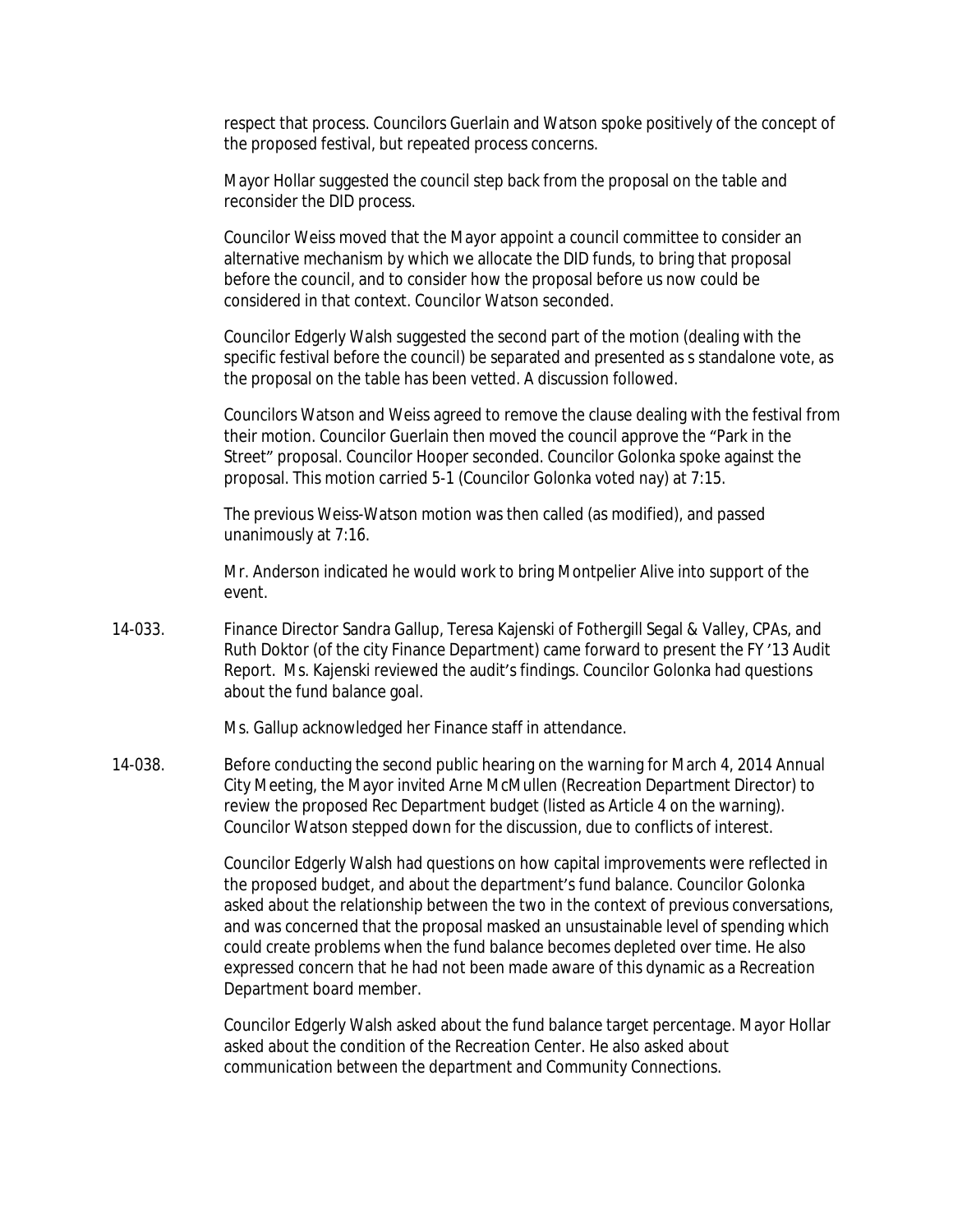respect that process. Councilors Guerlain and Watson spoke positively of the concept of the proposed festival, but repeated process concerns.

Mayor Hollar suggested the council step back from the proposal on the table and reconsider the DID process.

Councilor Weiss moved that the Mayor appoint a council committee to consider an alternative mechanism by which we allocate the DID funds, to bring that proposal before the council, and to consider how the proposal before us now could be considered in that context. Councilor Watson seconded.

Councilor Edgerly Walsh suggested the second part of the motion (dealing with the specific festival before the council) be separated and presented as s standalone vote, as the proposal on the table has been vetted. A discussion followed.

Councilors Watson and Weiss agreed to remove the clause dealing with the festival from their motion. Councilor Guerlain then moved the council approve the "Park in the Street" proposal. Councilor Hooper seconded. Councilor Golonka spoke against the proposal. This motion carried 5-1 (Councilor Golonka voted nay) at 7:15.

The previous Weiss-Watson motion was then called (as modified), and passed unanimously at 7:16.

Mr. Anderson indicated he would work to bring Montpelier Alive into support of the event.

14-033. Finance Director Sandra Gallup, Teresa Kajenski of Fothergill Segal & Valley, CPAs, and Ruth Doktor (of the city Finance Department) came forward to present the FY '13 Audit Report. Ms. Kajenski reviewed the audit's findings. Councilor Golonka had questions about the fund balance goal.

Ms. Gallup acknowledged her Finance staff in attendance.

14-038. Before conducting the second public hearing on the warning for March 4, 2014 Annual City Meeting, the Mayor invited Arne McMullen (Recreation Department Director) to review the proposed Rec Department budget (listed as Article 4 on the warning). Councilor Watson stepped down for the discussion, due to conflicts of interest.

Councilor Edgerly Walsh had questions on how capital improvements were reflected in the proposed budget, and about the department's fund balance. Councilor Golonka asked about the relationship between the two in the context of previous conversations, and was concerned that the proposal masked an unsustainable level of spending which could create problems when the fund balance becomes depleted over time. He also expressed concern that he had not been made aware of this dynamic as a Recreation Department board member.

Councilor Edgerly Walsh asked about the fund balance target percentage. Mayor Hollar asked about the condition of the Recreation Center. He also asked about communication between the department and Community Connections.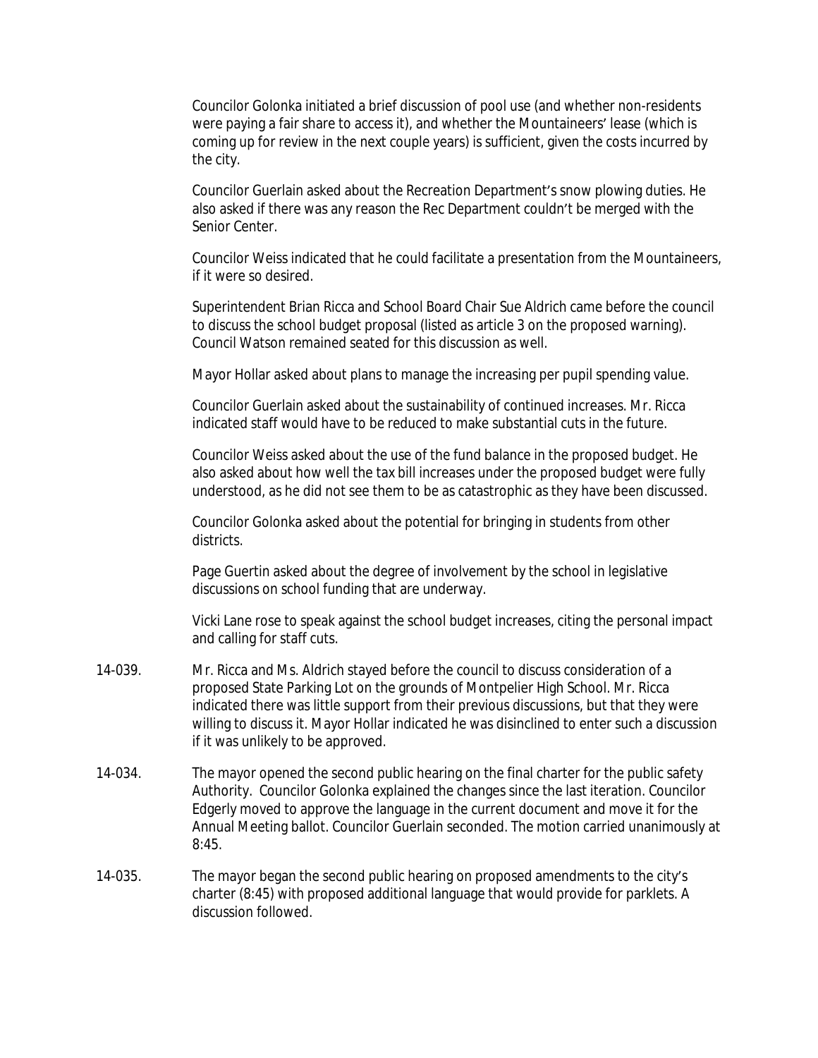Councilor Golonka initiated a brief discussion of pool use (and whether non-residents were paying a fair share to access it), and whether the Mountaineers' lease (which is coming up for review in the next couple years) is sufficient, given the costs incurred by the city.

Councilor Guerlain asked about the Recreation Department's snow plowing duties. He also asked if there was any reason the Rec Department couldn't be merged with the Senior Center.

Councilor Weiss indicated that he could facilitate a presentation from the Mountaineers, if it were so desired.

Superintendent Brian Ricca and School Board Chair Sue Aldrich came before the council to discuss the school budget proposal (listed as article 3 on the proposed warning). Council Watson remained seated for this discussion as well.

Mayor Hollar asked about plans to manage the increasing per pupil spending value.

Councilor Guerlain asked about the sustainability of continued increases. Mr. Ricca indicated staff would have to be reduced to make substantial cuts in the future.

Councilor Weiss asked about the use of the fund balance in the proposed budget. He also asked about how well the tax bill increases under the proposed budget were fully understood, as he did not see them to be as catastrophic as they have been discussed.

Councilor Golonka asked about the potential for bringing in students from other districts.

Page Guertin asked about the degree of involvement by the school in legislative discussions on school funding that are underway.

Vicki Lane rose to speak against the school budget increases, citing the personal impact and calling for staff cuts.

14-039. Mr. Ricca and Ms. Aldrich stayed before the council to discuss consideration of a proposed State Parking Lot on the grounds of Montpelier High School. Mr. Ricca indicated there was little support from their previous discussions, but that they were willing to discuss it. Mayor Hollar indicated he was disinclined to enter such a discussion if it was unlikely to be approved.

14-034. The mayor opened the second public hearing on the final charter for the public safety Authority. Councilor Golonka explained the changes since the last iteration. Councilor Edgerly moved to approve the language in the current document and move it for the Annual Meeting ballot. Councilor Guerlain seconded. The motion carried unanimously at 8:45.

14-035. The mayor began the second public hearing on proposed amendments to the city's charter (8:45) with proposed additional language that would provide for parklets. A discussion followed.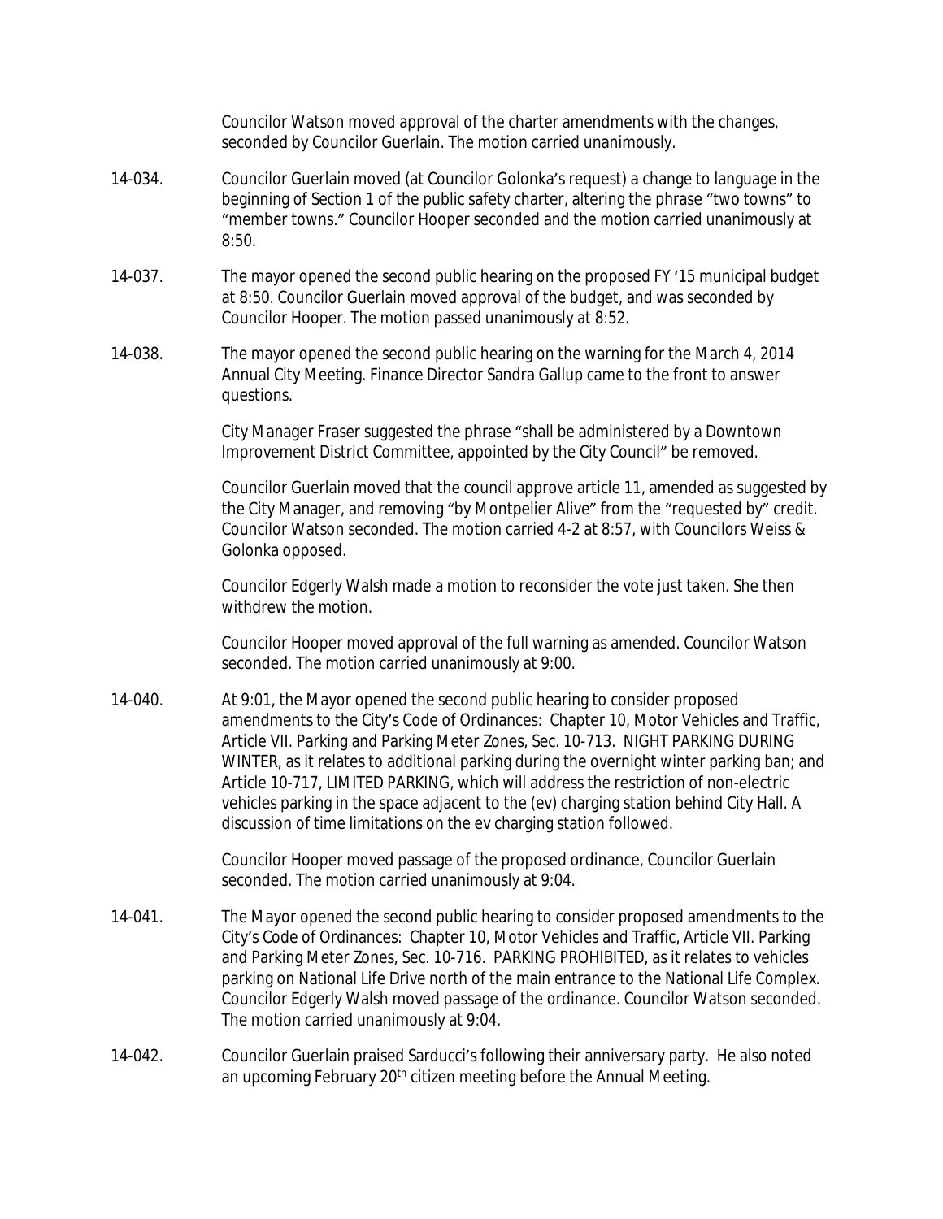Councilor Watson moved approval of the charter amendments with the changes, seconded by Councilor Guerlain. The motion carried unanimously.

14-034. Councilor Guerlain moved (at Councilor Golonka's request) a change to language in the beginning of Section 1 of the public safety charter, altering the phrase "two towns" to "member towns." Councilor Hooper seconded and the motion carried unanimously at 8:50.

14-037. The mayor opened the second public hearing on the proposed FY '15 municipal budget at 8:50. Councilor Guerlain moved approval of the budget, and was seconded by Councilor Hooper. The motion passed unanimously at 8:52.

14-038. The mayor opened the second public hearing on the warning for the March 4, 2014 Annual City Meeting. Finance Director Sandra Gallup came to the front to answer questions.

City Manager Fraser suggested the phrase "shall be administered by a Downtown Improvement District Committee, appointed by the City Council" be removed.

Councilor Guerlain moved that the council approve article 11, amended as suggested by the City Manager, and removing "by Montpelier Alive" from the "requested by" credit. Councilor Watson seconded. The motion carried 4-2 at 8:57, with Councilors Weiss & Golonka opposed.

Councilor Edgerly Walsh made a motion to reconsider the vote just taken. She then withdrew the motion.

Councilor Hooper moved approval of the full warning as amended. Councilor Watson seconded. The motion carried unanimously at 9:00.

14-040. At 9:01, the Mayor opened the second public hearing to consider proposed amendments to the City's Code of Ordinances: Chapter 10, Motor Vehicles and Traffic, Article VII. Parking and Parking Meter Zones, Sec. 10-713. NIGHT PARKING DURING WINTER, as it relates to additional parking during the overnight winter parking ban; and Article 10-717, LIMITED PARKING, which will address the restriction of non-electric vehicles parking in the space adjacent to the (ev) charging station behind City Hall. A discussion of time limitations on the ev charging station followed.

Councilor Hooper moved passage of the proposed ordinance, Councilor Guerlain seconded. The motion carried unanimously at 9:04.

14-041. The Mayor opened the second public hearing to consider proposed amendments to the City's Code of Ordinances: Chapter 10, Motor Vehicles and Traffic, Article VII. Parking and Parking Meter Zones, Sec. 10-716. PARKING PROHIBITED, as it relates to vehicles parking on National Life Drive north of the main entrance to the National Life Complex. Councilor Edgerly Walsh moved passage of the ordinance. Councilor Watson seconded. The motion carried unanimously at 9:04.

14-042. Councilor Guerlain praised Sarducci's following their anniversary party. He also noted an upcoming February 20th citizen meeting before the Annual Meeting.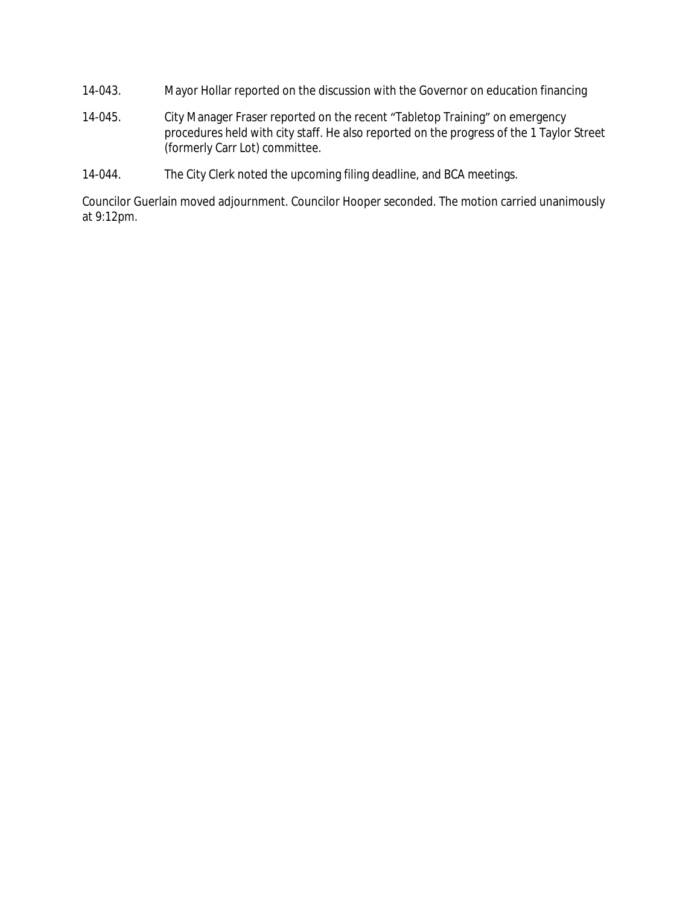14-043. Mayor Hollar reported on the discussion with the Governor on education financing

14-045. City Manager Fraser reported on the recent "Tabletop Training" on emergency procedures held with city staff. He also reported on the progress of the 1 Taylor Street (formerly Carr Lot) committee.

14-044. The City Clerk noted the upcoming filing deadline, and BCA meetings.

Councilor Guerlain moved adjournment. Councilor Hooper seconded. The motion carried unanimously at 9:12pm.